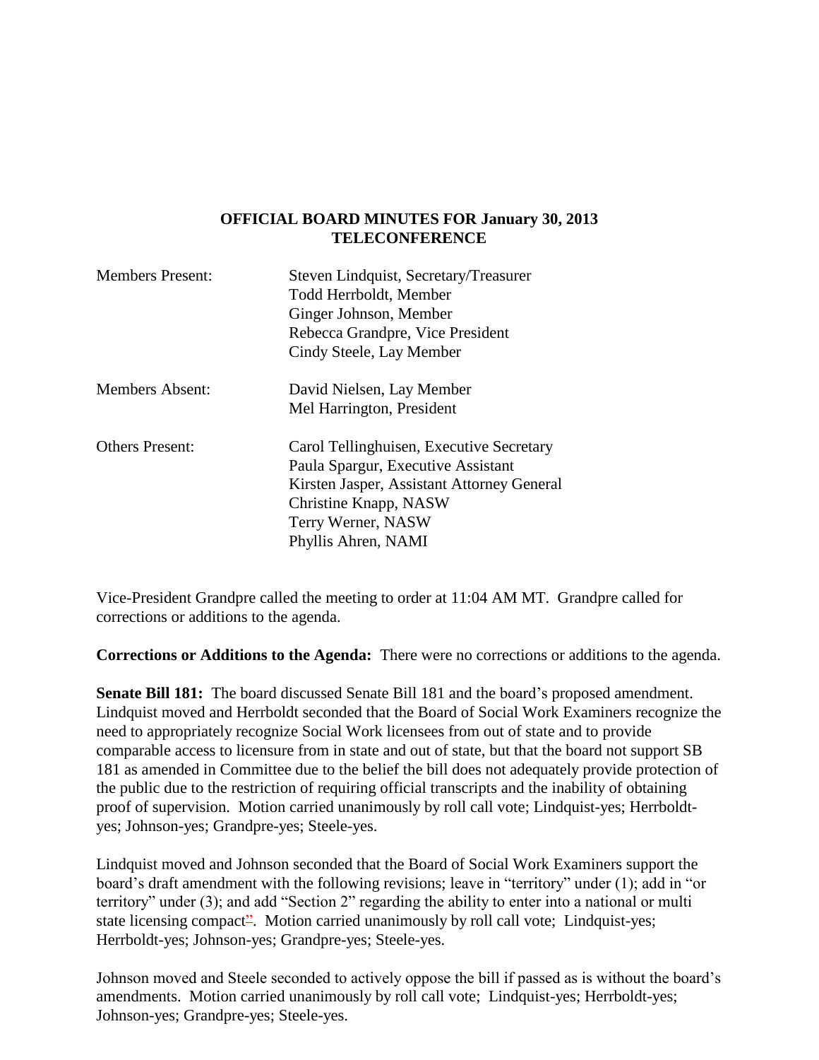**OFFICIAL BOARD MINUTES FOR January 30, 2013**
**TELECONFERENCE**

| | |
|---|---|
| Members Present: | Steven Lindquist, Secretary/Treasurer<br>Todd Herrboldt, Member<br>Ginger Johnson, Member<br>Rebecca Grandpre, Vice President<br>Cindy Steele, Lay Member |
| Members Absent: | David Nielsen, Lay Member<br>Mel Harrington, President |
| Others Present: | Carol Tellinghuisen, Executive Secretary<br>Paula Spargur, Executive Assistant<br>Kirsten Jasper, Assistant Attorney General<br>Christine Knapp, NASW<br>Terry Werner, NASW<br>Phyllis Ahren, NAMI |

Vice-President Grandpre called the meeting to order at 11:04 AM MT. Grandpre called for corrections or additions to the agenda.

**Corrections or Additions to the Agenda:** There were no corrections or additions to the agenda.

**Senate Bill 181:** The board discussed Senate Bill 181 and the board's proposed amendment. Lindquist moved and Herrboldt seconded that the Board of Social Work Examiners recognize the need to appropriately recognize Social Work licensees from out of state and to provide comparable access to licensure from in state and out of state, but that the board not support SB 181 as amended in Committee due to the belief the bill does not adequately provide protection of the public due to the restriction of requiring official transcripts and the inability of obtaining proof of supervision. Motion carried unanimously by roll call vote; Lindquist-yes; Herrboldt-yes; Johnson-yes; Grandpre-yes; Steele-yes.

Lindquist moved and Johnson seconded that the Board of Social Work Examiners support the board's draft amendment with the following revisions; leave in "territory" under (1); add in "or territory" under (3); and add "Section 2" regarding the ability to enter into a national or multi state licensing compact". Motion carried unanimously by roll call vote; Lindquist-yes; Herrboldt-yes; Johnson-yes; Grandpre-yes; Steele-yes.

Johnson moved and Steele seconded to actively oppose the bill if passed as is without the board's amendments. Motion carried unanimously by roll call vote; Lindquist-yes; Herrboldt-yes; Johnson-yes; Grandpre-yes; Steele-yes.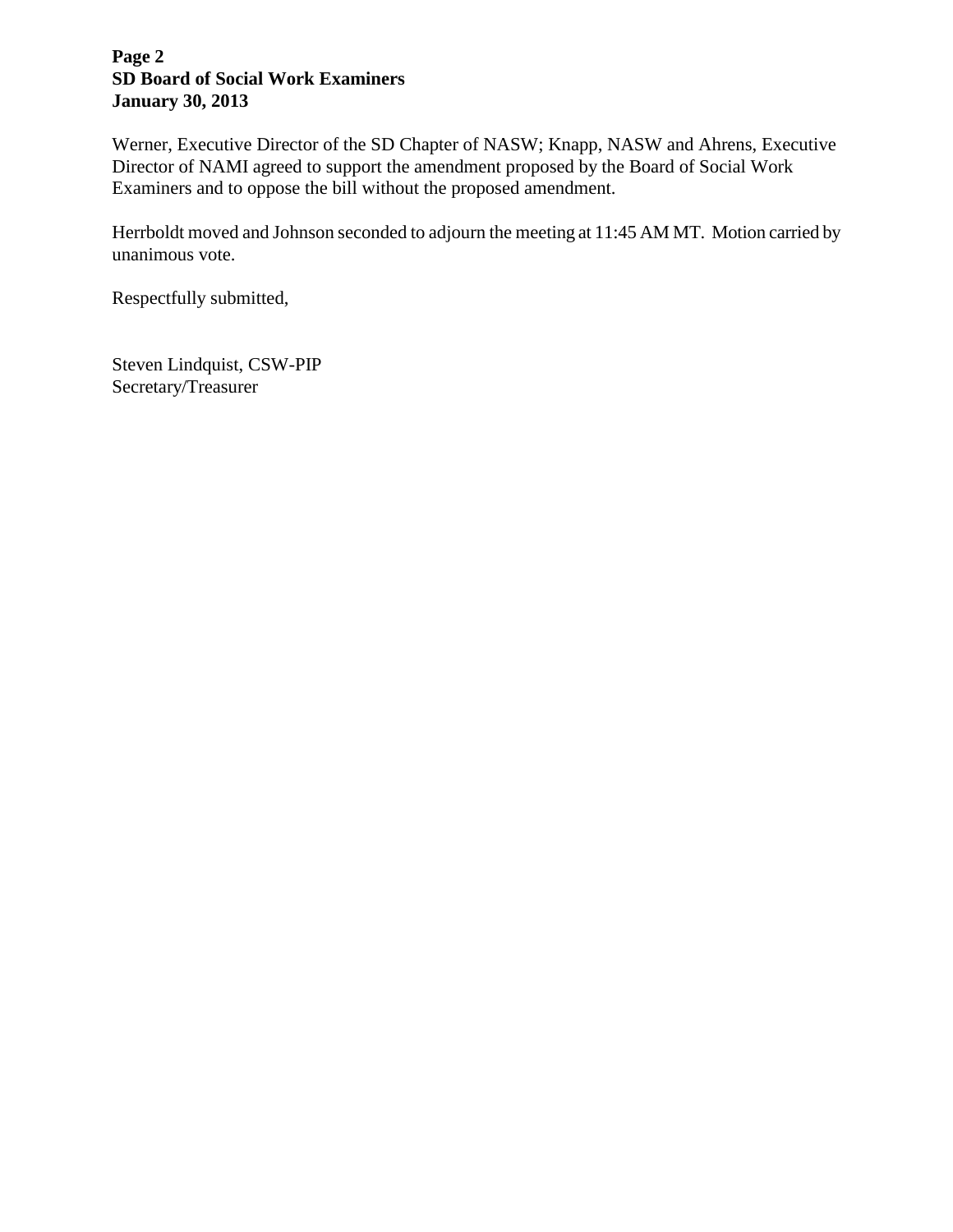Werner, Executive Director of the SD Chapter of NASW; Knapp, NASW and Ahrens, Executive Director of NAMI agreed to support the amendment proposed by the Board of Social Work Examiners and to oppose the bill without the proposed amendment.

Herrboldt moved and Johnson seconded to adjourn the meeting at 11:45 AM MT. Motion carried by unanimous vote.

Respectfully submitted,

Steven Lindquist, CSW-PIP
Secretary/Treasurer